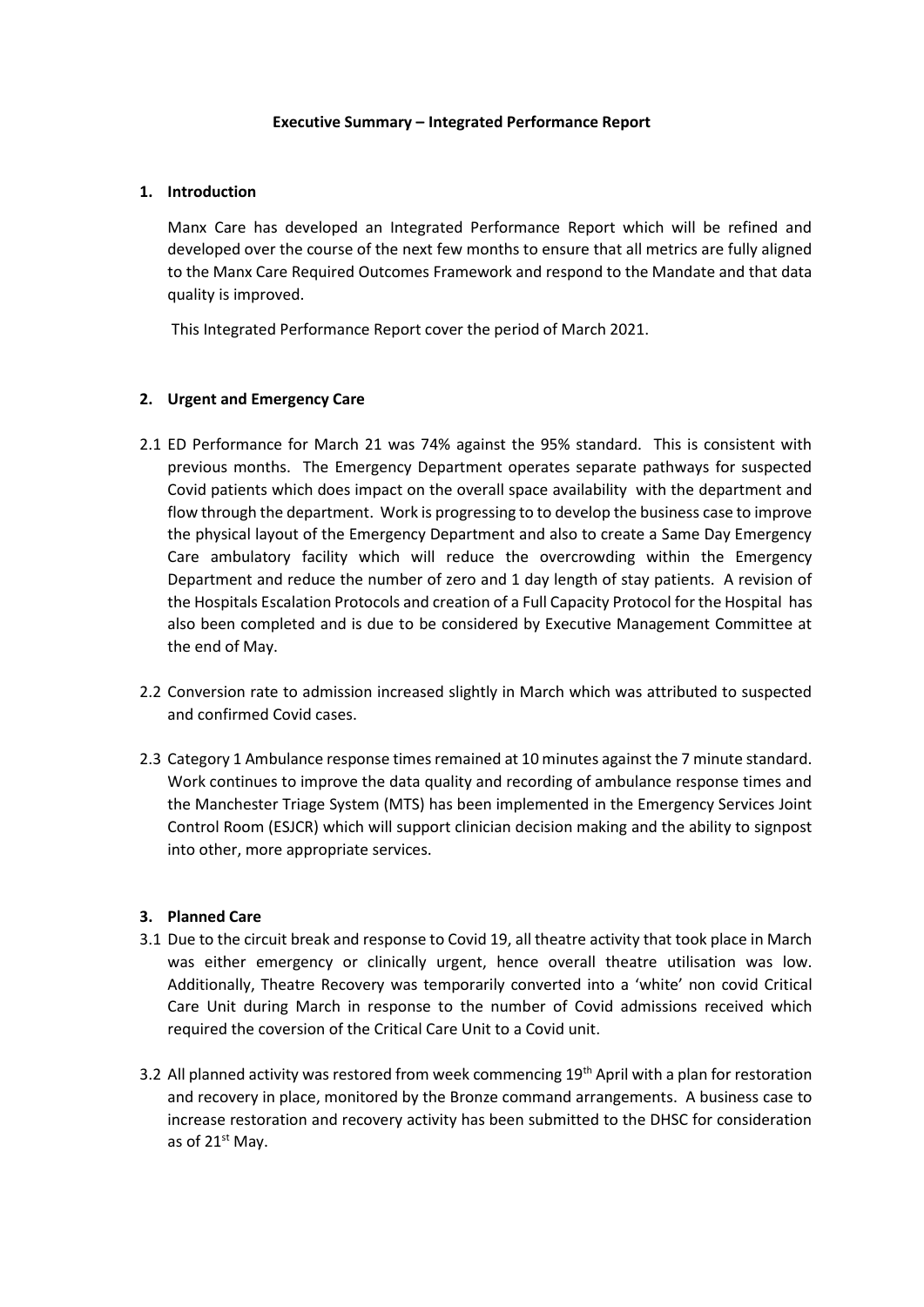**Executive Summary – Integrated Performance Report**

**1. Introduction**

Manx Care has developed an Integrated Performance Report which will be refined and developed over the course of the next few months to ensure that all metrics are fully aligned to the Manx Care Required Outcomes Framework and respond to the Mandate and that data quality is improved.

This Integrated Performance Report cover the period of March 2021.

**2. Urgent and Emergency Care**

2.1 ED Performance for March 21 was 74% against the 95% standard. This is consistent with previous months. The Emergency Department operates separate pathways for suspected Covid patients which does impact on the overall space availability with the department and flow through the department. Work is progressing to to develop the business case to improve the physical layout of the Emergency Department and also to create a Same Day Emergency Care ambulatory facility which will reduce the overcrowding within the Emergency Department and reduce the number of zero and 1 day length of stay patients. A revision of the Hospitals Escalation Protocols and creation of a Full Capacity Protocol for the Hospital has also been completed and is due to be considered by Executive Management Committee at the end of May.

2.2 Conversion rate to admission increased slightly in March which was attributed to suspected and confirmed Covid cases.

2.3 Category 1 Ambulance response times remained at 10 minutes against the 7 minute standard. Work continues to improve the data quality and recording of ambulance response times and the Manchester Triage System (MTS) has been implemented in the Emergency Services Joint Control Room (ESJCR) which will support clinician decision making and the ability to signpost into other, more appropriate services.

**3. Planned Care**

3.1 Due to the circuit break and response to Covid 19, all theatre activity that took place in March was either emergency or clinically urgent, hence overall theatre utilisation was low. Additionally, Theatre Recovery was temporarily converted into a 'white' non covid Critical Care Unit during March in response to the number of Covid admissions received which required the coversion of the Critical Care Unit to a Covid unit.

3.2 All planned activity was restored from week commencing 19th April with a plan for restoration and recovery in place, monitored by the Bronze command arrangements. A business case to increase restoration and recovery activity has been submitted to the DHSC for consideration as of 21st May.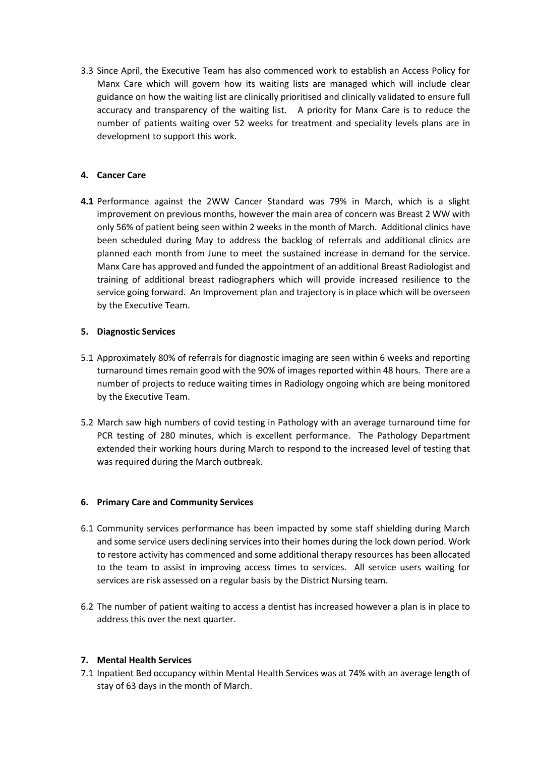3.3 Since April, the Executive Team has also commenced work to establish an Access Policy for Manx Care which will govern how its waiting lists are managed which will include clear guidance on how the waiting list are clinically prioritised and clinically validated to ensure full accuracy and transparency of the waiting list. A priority for Manx Care is to reduce the number of patients waiting over 52 weeks for treatment and speciality levels plans are in development to support this work.

## 4. Cancer Care

**4.1** Performance against the 2WW Cancer Standard was 79% in March, which is a slight improvement on previous months, however the main area of concern was Breast 2 WW with only 56% of patient being seen within 2 weeks in the month of March. Additional clinics have been scheduled during May to address the backlog of referrals and additional clinics are planned each month from June to meet the sustained increase in demand for the service. Manx Care has approved and funded the appointment of an additional Breast Radiologist and training of additional breast radiographers which will provide increased resilience to the service going forward. An Improvement plan and trajectory is in place which will be overseen by the Executive Team.

## 5. Diagnostic Services

5.1 Approximately 80% of referrals for diagnostic imaging are seen within 6 weeks and reporting turnaround times remain good with the 90% of images reported within 48 hours. There are a number of projects to reduce waiting times in Radiology ongoing which are being monitored by the Executive Team.

5.2 March saw high numbers of covid testing in Pathology with an average turnaround time for PCR testing of 280 minutes, which is excellent performance. The Pathology Department extended their working hours during March to respond to the increased level of testing that was required during the March outbreak.

## 6. Primary Care and Community Services

6.1 Community services performance has been impacted by some staff shielding during March and some service users declining services into their homes during the lock down period. Work to restore activity has commenced and some additional therapy resources has been allocated to the team to assist in improving access times to services. All service users waiting for services are risk assessed on a regular basis by the District Nursing team.

6.2 The number of patient waiting to access a dentist has increased however a plan is in place to address this over the next quarter.

## 7. Mental Health Services

7.1 Inpatient Bed occupancy within Mental Health Services was at 74% with an average length of stay of 63 days in the month of March.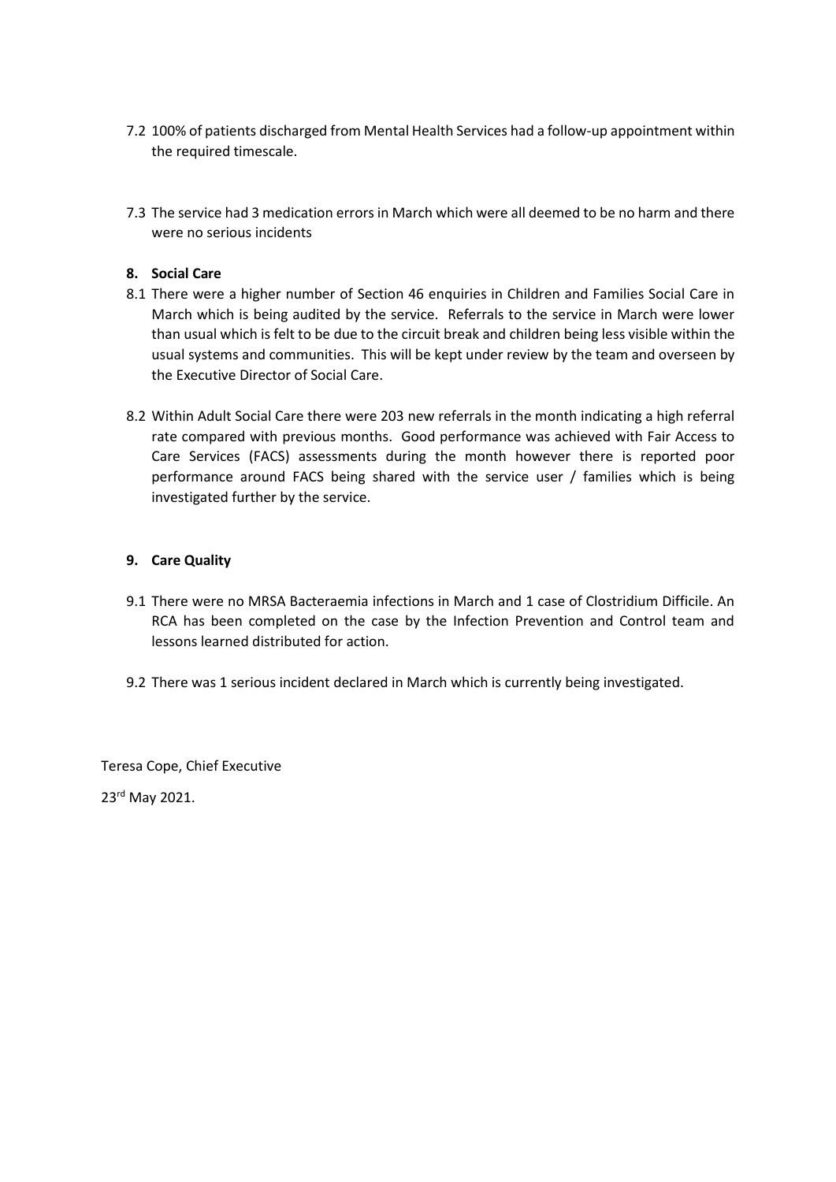7.2 100% of patients discharged from Mental Health Services had a follow-up appointment within the required timescale.

7.3 The service had 3 medication errors in March which were all deemed to be no harm and there were no serious incidents

**8. Social Care**

8.1 There were a higher number of Section 46 enquiries in Children and Families Social Care in March which is being audited by the service. Referrals to the service in March were lower than usual which is felt to be due to the circuit break and children being less visible within the usual systems and communities. This will be kept under review by the team and overseen by the Executive Director of Social Care.

8.2 Within Adult Social Care there were 203 new referrals in the month indicating a high referral rate compared with previous months. Good performance was achieved with Fair Access to Care Services (FACS) assessments during the month however there is reported poor performance around FACS being shared with the service user / families which is being investigated further by the service.

**9. Care Quality**

9.1 There were no MRSA Bacteraemia infections in March and 1 case of Clostridium Difficile. An RCA has been completed on the case by the Infection Prevention and Control team and lessons learned distributed for action.

9.2 There was 1 serious incident declared in March which is currently being investigated.

Teresa Cope, Chief Executive

23rd May 2021.